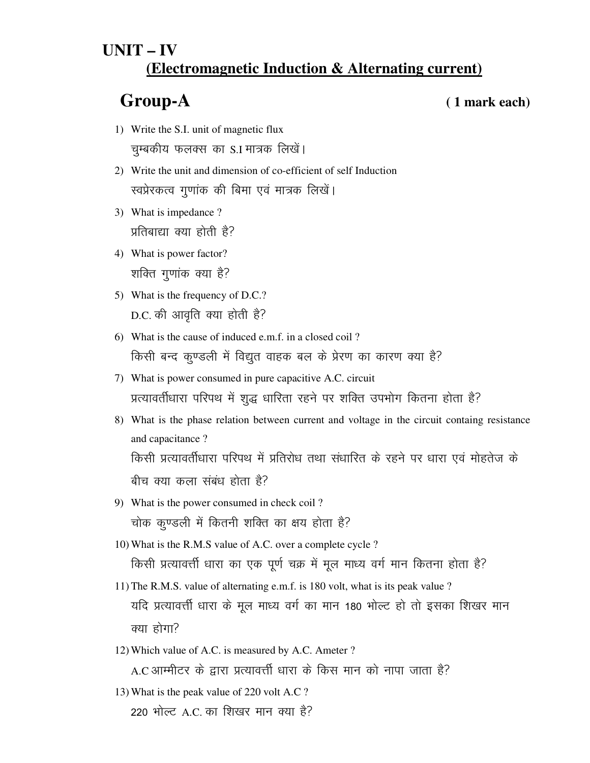# UNIT – IV

## (Electromagnetic Induction & Alternating current)

## Group-A ( 1 mark each)

1) Write the S.I. unit of magnetic flux
   चुम्बकीय फलक्स का S.I मात्रक लिखें।
2) Write the unit and dimension of co-efficient of self Induction
   स्वप्रेरकत्व गुणांक की बिमा एवं मात्रक लिखें।
3) What is impedance ?
   प्रतिबाद्या क्या होती है?
4) What is power factor?
   शक्ति गुणांक क्या है?
5) What is the frequency of D.C.?
   D.C. की आवृति क्या होती है?
6) What is the cause of induced e.m.f. in a closed coil ?
   किसी बन्द कुण्डली में विद्युत वाहक बल के प्रेरण का कारण क्या है?
7) What is power consumed in pure capacitive A.C. circuit
   प्रत्यावर्तीधारा परिपथ में शुद्ध धारिता रहने पर शक्ति उपभोग कितना होता है?
8) What is the phase relation between current and voltage in the circuit containg resistance and capacitance ?
   किसी प्रत्यावर्तीधारा परिपथ में प्रतिरोध तथा संधारित के रहने पर धारा एवं मोहतेज के बीच क्या कला संबंध होता है?
9) What is the power consumed in check coil ?
   चोक कुण्डली में कितनी शक्ति का क्षय होता है?
10) What is the R.M.S value of A.C. over a complete cycle ?
    किसी प्रत्यावर्त्ती धारा का एक पूर्ण चक्र में मूल माध्य वर्ग मान कितना होता है?
11) The R.M.S. value of alternating e.m.f. is 180 volt, what is its peak value ?
    यदि प्रत्यावर्त्ती धारा के मूल माध्य वर्ग का मान 180 भोल्ट हो तो इसका शिखर मान क्या होगा?
12) Which value of A.C. is measured by A.C. Ameter ?
    A.C आम्मीटर के द्वारा प्रत्यावर्त्ती धारा के किस मान को नापा जाता है?
13) What is the peak value of 220 volt A.C ?
    220 भोल्ट A.C. का शिखर मान क्या है?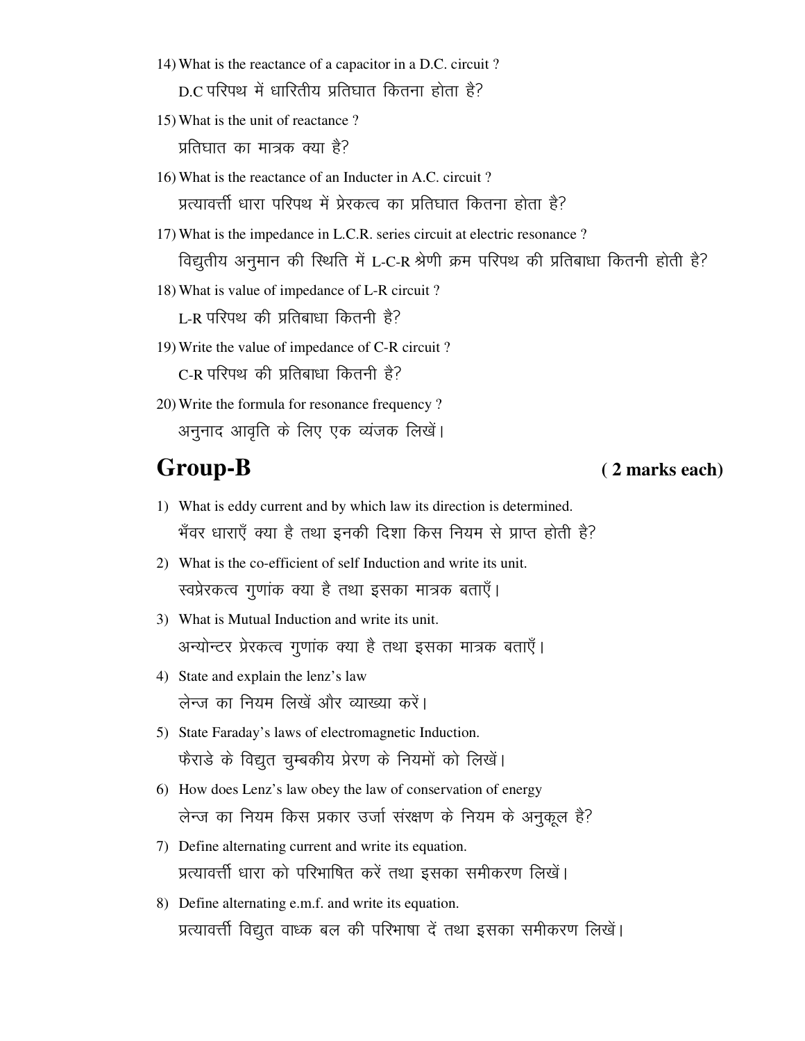14) What is the reactance of a capacitor in a D.C. circuit ?

D.C परिपथ में धारितीय प्रतिघात कितना होता है?

15) What is the unit of reactance ?

प्रतिघात का मात्रक क्या है?

16) What is the reactance of an Inducter in A.C. circuit ?

प्रत्यावर्त्ती धारा परिपथ में प्रेरकत्व का प्रतिघात कितना होता है?

17) What is the impedance in L.C.R. series circuit at electric resonance ?

विद्युतीय अनुमान की स्थिति में L-C-R श्रेणी क्रम परिपथ की प्रतिबाधा कितनी होती है?

18) What is value of impedance of L-R circuit ?

L-R परिपथ की प्रतिबाधा कितनी है?

19) Write the value of impedance of C-R circuit ?

C-R परिपथ की प्रतिबाधा कितनी है?

20) Write the formula for resonance frequency ?

अनुनाद आवृति के लिए एक व्यंजक लिखें।

## Group-B **( 2 marks each)**

1) What is eddy current and by which law its direction is determined.

भँवर धाराएँ क्या है तथा इनकी दिशा किस नियम से प्राप्त होती है?

2) What is the co-efficient of self Induction and write its unit.

स्वप्रेरकत्व गुणांक क्या है तथा इसका मात्रक बताएँ।

3) What is Mutual Induction and write its unit.

अन्योन्टर प्रेरकत्व गुणांक क्या है तथा इसका मात्रक बताएँ।

4) State and explain the lenz's law

लेन्ज का नियम लिखें और व्याख्या करें।

5) State Faraday's laws of electromagnetic Induction.

फैराडे के विद्युत चुम्बकीय प्रेरण के नियमों को लिखें।

6) How does Lenz's law obey the law of conservation of energy

लेन्ज का नियम किस प्रकार उर्जा संरक्षण के नियम के अनुकूल है?

7) Define alternating current and write its equation.

प्रत्यावर्त्ती धारा को परिभाषित करें तथा इसका समीकरण लिखें।

8) Define alternating e.m.f. and write its equation.

प्रत्यावर्त्ती विद्युत वाध्क बल की परिभाषा दें तथा इसका समीकरण लिखें।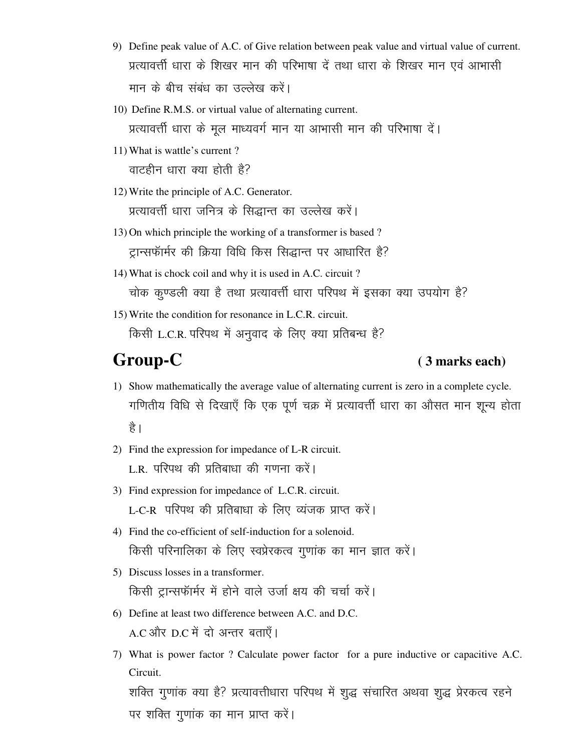9) Define peak value of A.C. of Give relation between peak value and virtual value of current.
प्रत्यावर्त्ती धारा के शिखर मान की परिभाषा दें तथा धारा के शिखर मान एवं आभासी मान के बीच संबंध का उल्लेख करें।

10) Define R.M.S. or virtual value of alternating current.
प्रत्यावर्त्ती धारा के मूल माध्यवर्ग मान या आभासी मान की परिभाषा दें।

11) What is wattle's current ?
वाटहीन धारा क्या होती है?

12) Write the principle of A.C. Generator.
प्रत्यावर्त्ती धारा जनित्र के सिद्धान्त का उल्लेख करें।

13) On which principle the working of a transformer is based ?
ट्रान्सफॉर्मर की क्रिया विधि किस सिद्धान्त पर आधारित है?

14) What is chock coil and why it is used in A.C. circuit ?
चोक कुण्डली क्या है तथा प्रत्यावर्त्ती धारा परिपथ में इसका क्या उपयोग है?

15) Write the condition for resonance in L.C.R. circuit.
किसी L.C.R. परिपथ में अनुवाद के लिए क्या प्रतिबन्ध है?

## Group-C (3 marks each)

1) Show mathematically the average value of alternating current is zero in a complete cycle.
गणितीय विधि से दिखाएँ कि एक पूर्ण चक्र में प्रत्यावर्त्ती धारा का औसत मान शून्य होता है।

2) Find the expression for impedance of L-R circuit.
L.R. परिपथ की प्रतिबाधा की गणना करें।

3) Find expression for impedance of L.C.R. circuit.
L-C-R परिपथ की प्रतिबाधा के लिए व्यंजक प्राप्त करें।

4) Find the co-efficient of self-induction for a solenoid.
किसी परिनालिका के लिए स्वप्रेरकत्व गुणांक का मान ज्ञात करें।

5) Discuss losses in a transformer.
किसी ट्रान्सफॉर्मर में होने वाले उर्जा क्षय की चर्चा करें।

6) Define at least two difference between A.C. and D.C.
A.C और D.C में दो अन्तर बताएँ।

7) What is power factor ? Calculate power factor for a pure inductive or capacitive A.C. Circuit.
शक्ति गुणांक क्या है? प्रत्यावत्तीधारा परिपथ में शुद्ध संचारित अथवा शुद्ध प्रेरकत्व रहने पर शक्ति गुणांक का मान प्राप्त करें।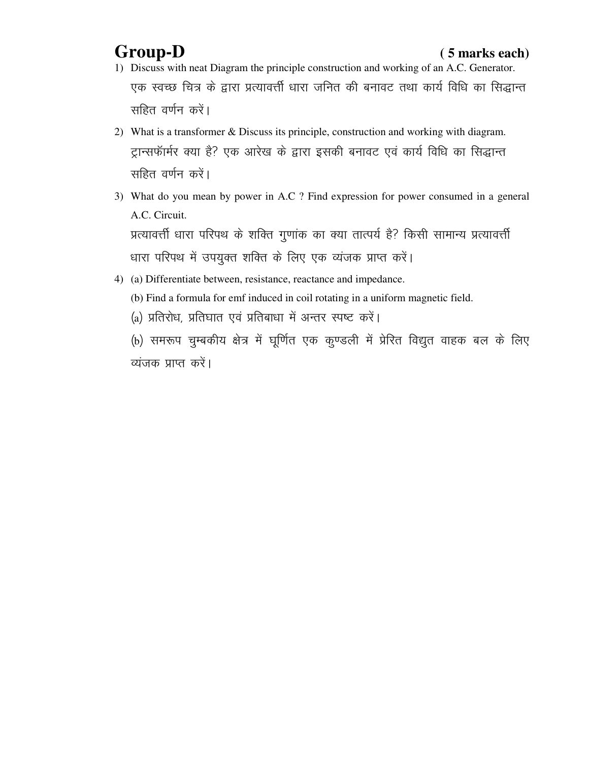## Group-D ( 5 marks each)

1) Discuss with neat Diagram the principle construction and working of an A.C. Generator.

   एक स्वच्छ चित्र के द्वारा प्रत्यावर्त्ती धारा जनित की बनावट तथा कार्य विधि का सिद्धान्त सहित वर्णन करें।

2) What is a transformer & Discuss its principle, construction and working with diagram.

   ट्रान्सफॉर्मर क्या है? एक आरेख के द्वारा इसकी बनावट एवं कार्य विधि का सिद्धान्त सहित वर्णन करें।

3) What do you mean by power in A.C ? Find expression for power consumed in a general A.C. Circuit.

   प्रत्यावर्त्ती धारा परिपथ के शक्ति गुणांक का क्या तात्पर्य है? किसी सामान्य प्रत्यावर्त्ती धारा परिपथ में उपयुक्त शक्ति के लिए एक व्यंजक प्राप्त करें।

4) (a) Differentiate between, resistance, reactance and impedance.

   (b) Find a formula for emf induced in coil rotating in a uniform magnetic field.

   (a) प्रतिरोध, प्रतिघात एवं प्रतिबाधा में अन्तर स्पष्ट करें।

   (b) समरूप चुम्बकीय क्षेत्र में घूर्णित एक कुण्डली में प्रेरित विद्युत वाहक बल के लिए व्यंजक प्राप्त करें।